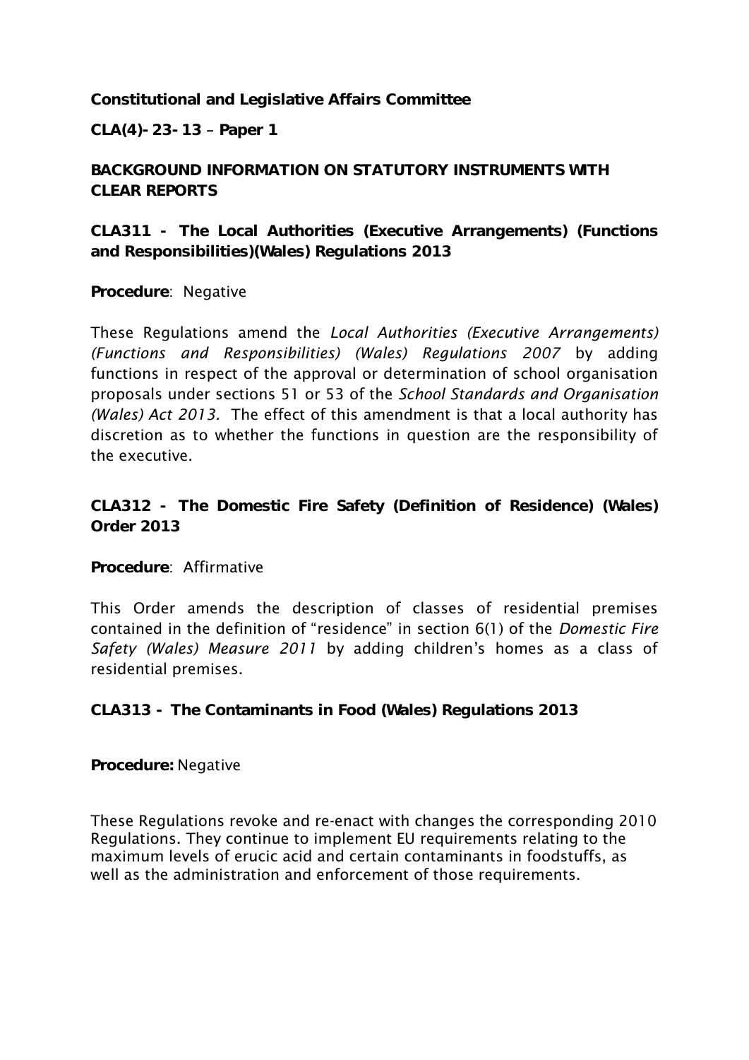**Constitutional and Legislative Affairs Committee**

**CLA(4)-23-13 – Paper 1**

**BACKGROUND INFORMATION ON STATUTORY INSTRUMENTS WITH CLEAR REPORTS**

**CLA311 - The Local Authorities (Executive Arrangements) (Functions and Responsibilities)(Wales) Regulations 2013**

**Procedure**: Negative

These Regulations amend the *Local Authorities (Executive Arrangements) (Functions and Responsibilities) (Wales) Regulations 2007* by adding functions in respect of the approval or determination of school organisation proposals under sections 51 or 53 of the *School Standards and Organisation (Wales) Act 2013.* The effect of this amendment is that a local authority has discretion as to whether the functions in question are the responsibility of the executive.

**CLA312 - The Domestic Fire Safety (Definition of Residence) (Wales) Order 2013**

**Procedure**: Affirmative

This Order amends the description of classes of residential premises contained in the definition of "residence" in section 6(1) of the *Domestic Fire Safety (Wales) Measure 2011* by adding children's homes as a class of residential premises.

**CLA313 - The Contaminants in Food (Wales) Regulations 2013**

**Procedure:** Negative

These Regulations revoke and re-enact with changes the corresponding 2010 Regulations. They continue to implement EU requirements relating to the maximum levels of erucic acid and certain contaminants in foodstuffs, as well as the administration and enforcement of those requirements.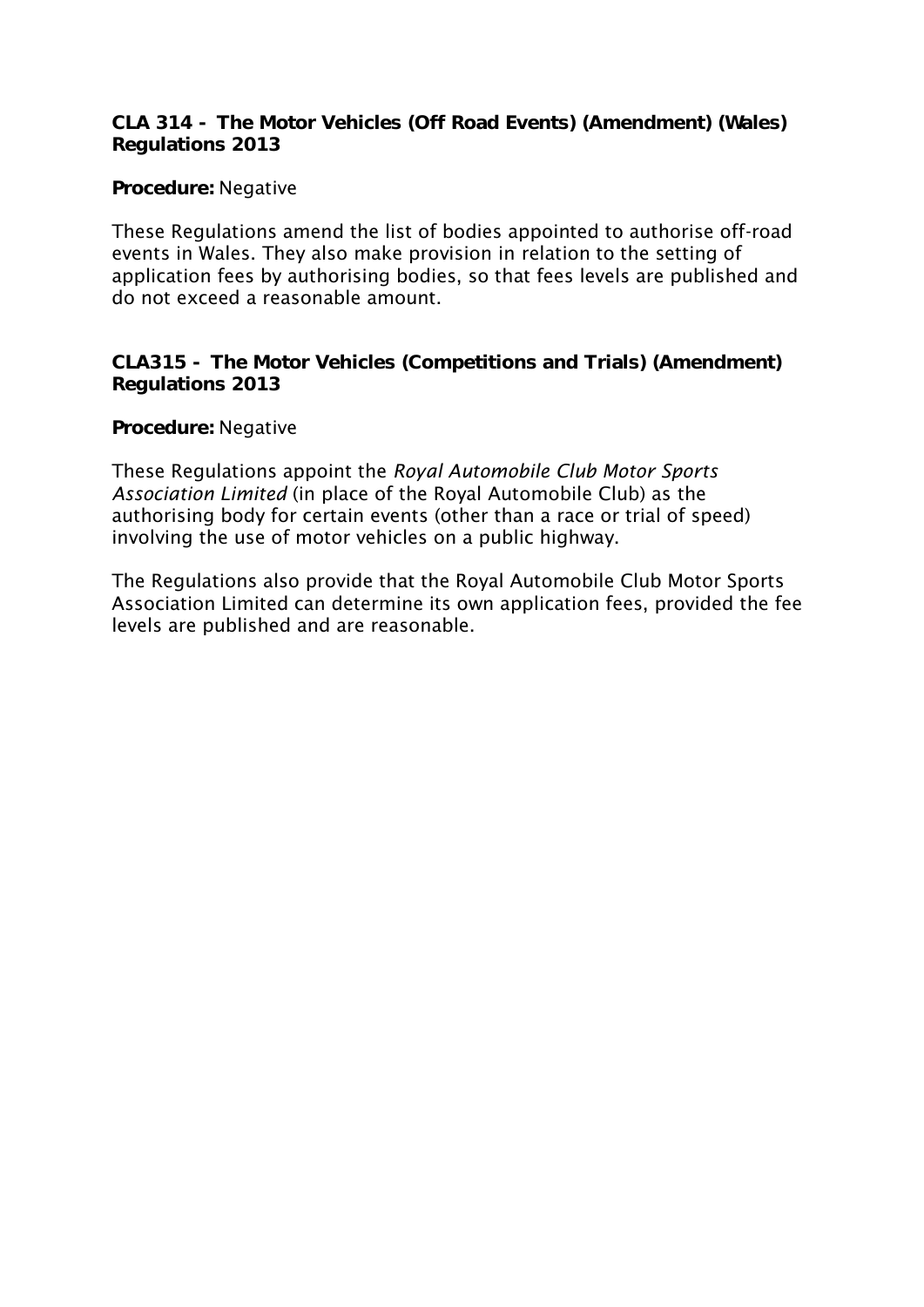**CLA 314 - The Motor Vehicles (Off Road Events) (Amendment) (Wales) Regulations 2013**

**Procedure:** Negative

These Regulations amend the list of bodies appointed to authorise off-road events in Wales. They also make provision in relation to the setting of application fees by authorising bodies, so that fees levels are published and do not exceed a reasonable amount.

**CLA315 - The Motor Vehicles (Competitions and Trials) (Amendment) Regulations 2013**

**Procedure:** Negative

These Regulations appoint the *Royal Automobile Club Motor Sports Association Limited* (in place of the Royal Automobile Club) as the authorising body for certain events (other than a race or trial of speed) involving the use of motor vehicles on a public highway.

The Regulations also provide that the Royal Automobile Club Motor Sports Association Limited can determine its own application fees, provided the fee levels are published and are reasonable.